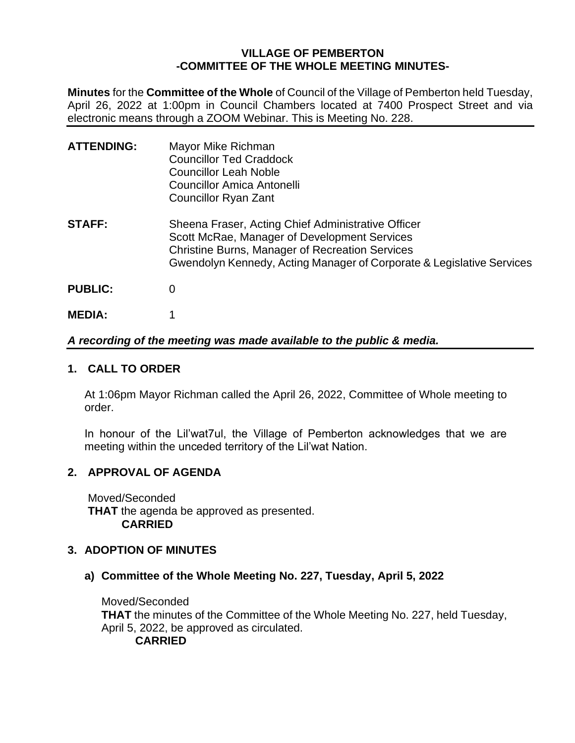# VILLAGE OF PEMBERTON
## -COMMITTEE OF THE WHOLE MEETING MINUTES-

**Minutes** for the **Committee of the Whole** of Council of the Village of Pemberton held Tuesday, April 26, 2022 at 1:00pm in Council Chambers located at 7400 Prospect Street and via electronic means through a ZOOM Webinar. This is Meeting No. 228.

---

**ATTENDING:** Mayor Mike Richman
Councillor Ted Craddock
Councillor Leah Noble
Councillor Amica Antonelli
Councillor Ryan Zant

**STAFF:** Sheena Fraser, Acting Chief Administrative Officer
Scott McRae, Manager of Development Services
Christine Burns, Manager of Recreation Services
Gwendolyn Kennedy, Acting Manager of Corporate & Legislative Services

**PUBLIC:** 0

**MEDIA:** 1

***A recording of the meeting was made available to the public & media.***

---

## 1. CALL TO ORDER

At 1:06pm Mayor Richman called the April 26, 2022, Committee of Whole meeting to order.

In honour of the Lil'wat7ul, the Village of Pemberton acknowledges that we are meeting within the unceded territory of the Lil'wat Nation.

## 2. APPROVAL OF AGENDA

Moved/Seconded
**THAT** the agenda be approved as presented.
**CARRIED**

## 3. ADOPTION OF MINUTES

### a) Committee of the Whole Meeting No. 227, Tuesday, April 5, 2022

Moved/Seconded
**THAT** the minutes of the Committee of the Whole Meeting No. 227, held Tuesday, April 5, 2022, be approved as circulated.
**CARRIED**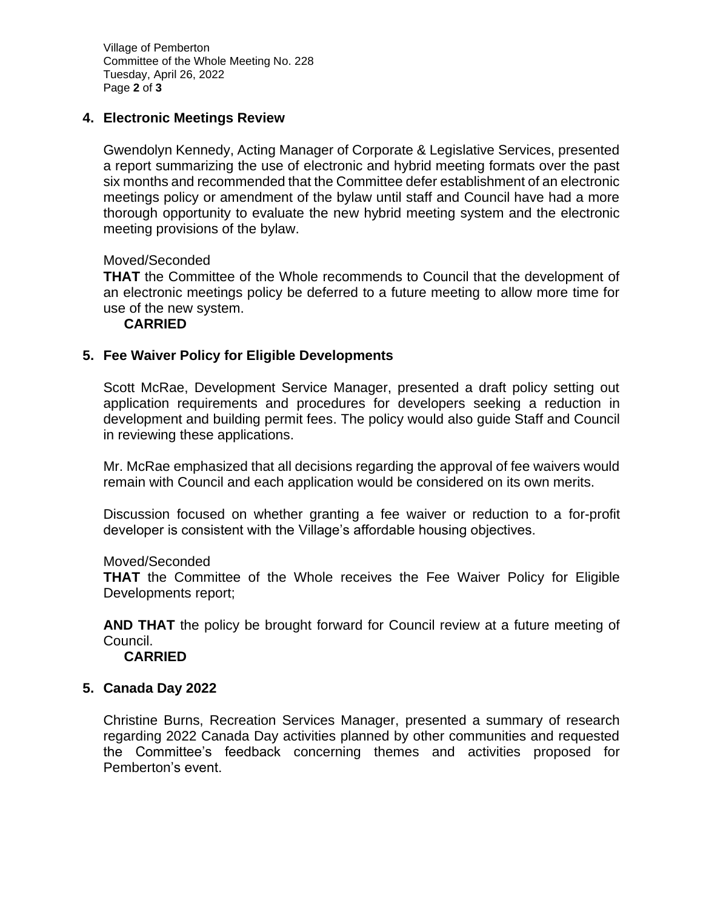## 4. Electronic Meetings Review

Gwendolyn Kennedy, Acting Manager of Corporate & Legislative Services, presented a report summarizing the use of electronic and hybrid meeting formats over the past six months and recommended that the Committee defer establishment of an electronic meetings policy or amendment of the bylaw until staff and Council have had a more thorough opportunity to evaluate the new hybrid meeting system and the electronic meeting provisions of the bylaw.

Moved/Seconded
**THAT** the Committee of the Whole recommends to Council that the development of an electronic meetings policy be deferred to a future meeting to allow more time for use of the new system.
**CARRIED**

## 5. Fee Waiver Policy for Eligible Developments

Scott McRae, Development Service Manager, presented a draft policy setting out application requirements and procedures for developers seeking a reduction in development and building permit fees. The policy would also guide Staff and Council in reviewing these applications.

Mr. McRae emphasized that all decisions regarding the approval of fee waivers would remain with Council and each application would be considered on its own merits.

Discussion focused on whether granting a fee waiver or reduction to a for-profit developer is consistent with the Village's affordable housing objectives.

Moved/Seconded
**THAT** the Committee of the Whole receives the Fee Waiver Policy for Eligible Developments report;

**AND THAT** the policy be brought forward for Council review at a future meeting of Council.
**CARRIED**

## 5. Canada Day 2022

Christine Burns, Recreation Services Manager, presented a summary of research regarding 2022 Canada Day activities planned by other communities and requested the Committee's feedback concerning themes and activities proposed for Pemberton's event.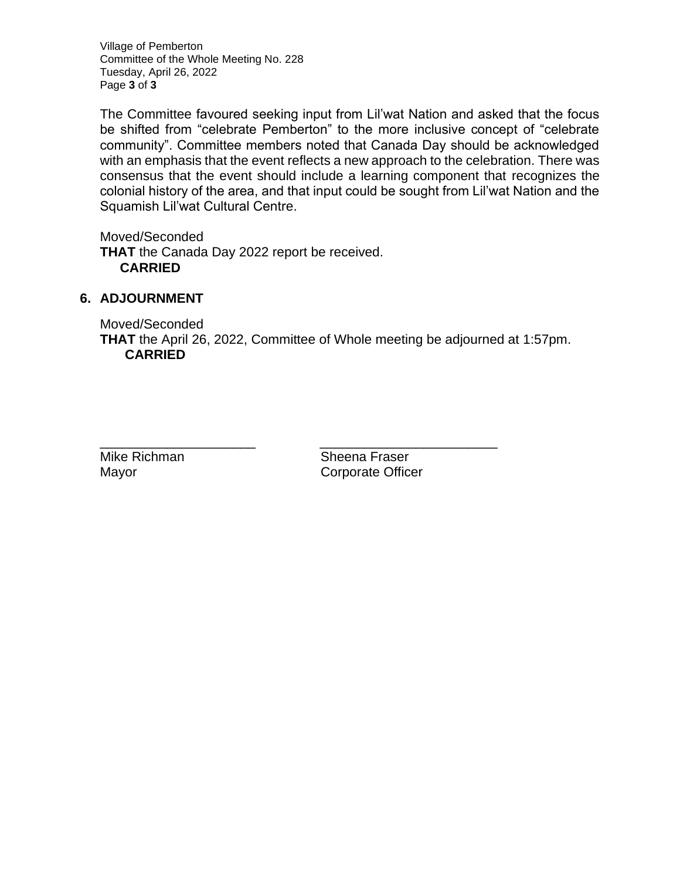The Committee favoured seeking input from Lil'wat Nation and asked that the focus be shifted from "celebrate Pemberton" to the more inclusive concept of "celebrate community". Committee members noted that Canada Day should be acknowledged with an emphasis that the event reflects a new approach to the celebration. There was consensus that the event should include a learning component that recognizes the colonial history of the area, and that input could be sought from Lil'wat Nation and the Squamish Lil'wat Cultural Centre.

Moved/Seconded
**THAT** the Canada Day 2022 report be received.
**CARRIED**

## 6. ADJOURNMENT

Moved/Seconded
**THAT** the April 26, 2022, Committee of Whole meeting be adjourned at 1:57pm.
**CARRIED**

_____________________ _____________________

Mike Richman
Mayor

Sheena Fraser
Corporate Officer